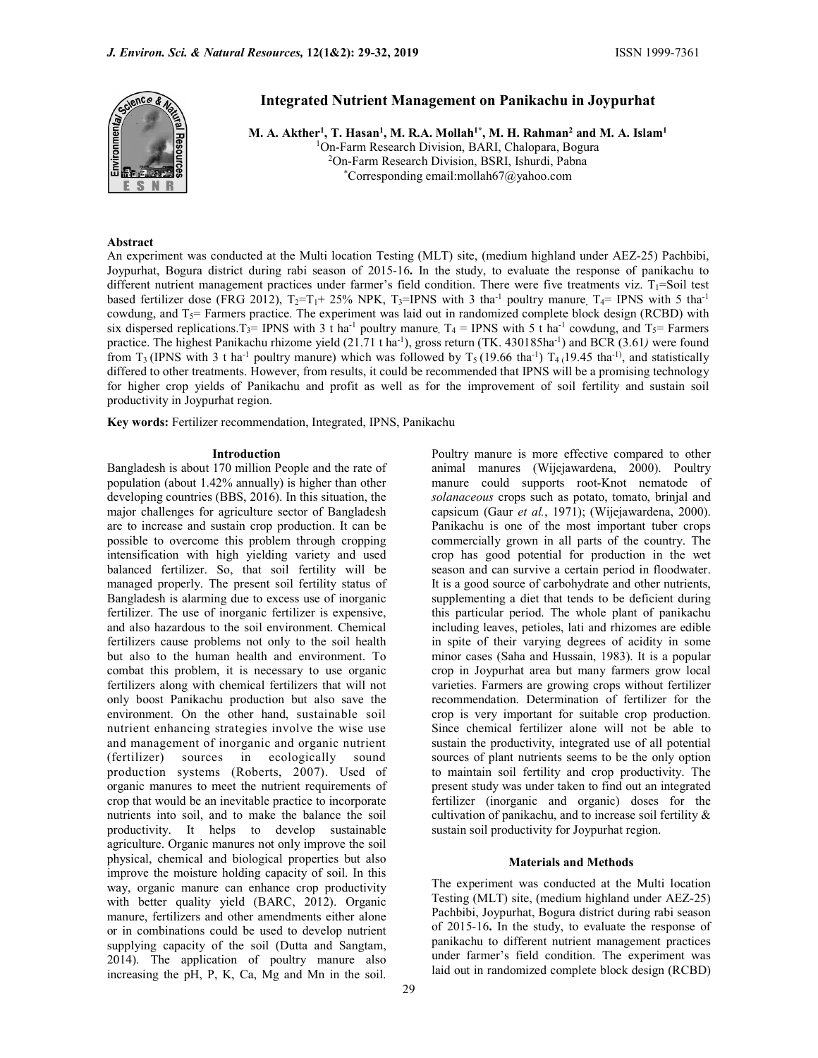# Integrated Nutrient Management on Panikachu in Joypurhat

**M. A. Akther[1], T. Hasan[1], M. R.A. Mollah[1*], M. H. Rahman[2] and M. A. Islam[1]**

[1]On-Farm Research Division, BARI, Chalopara, Bogura
[2]On-Farm Research Division, BSRI, Ishurdi, Pabna
[*]Corresponding email:mollah67@yahoo.com

## Abstract

An experiment was conducted at the Multi location Testing (MLT) site, (medium highland under AEZ-25) Pachbibi, Joypurhat, Bogura district during rabi season of 2015-16**.** In the study, to evaluate the response of panikachu to different nutrient management practices under farmer's field condition. There were five treatments viz. $T_1$=Soil test based fertilizer dose (FRG 2012), $T_2$=$T_1$+ 25% NPK, $T_3$=IPNS with 3 $tha^{-1}$ poultry manure, $T_4$= IPNS with 5 $tha^{-1}$ cowdung, and $T_5$= Farmers practice. The experiment was laid out in randomized complete block design (RCBD) with six dispersed replications.$T_3$= IPNS with 3 t $ha^{-1}$ poultry manure, $T_4$ = IPNS with 5 t $ha^{-1}$ cowdung, and $T_5$= Farmers practice. The highest Panikachu rhizome yield (21.71 t $ha^{-1}$), gross return (TK. 430185$ha^{-1}$) and BCR (3.61*)* were found from $T_3$ (IPNS with 3 t $ha^{-1}$ poultry manure) which was followed by $T_5$ (19.66 $tha^{-1}$) $T_4$ (19.45 $tha^{-1}$), and statistically differed to other treatments. However, from results, it could be recommended that IPNS will be a promising technology for higher crop yields of Panikachu and profit as well as for the improvement of soil fertility and sustain soil productivity in Joypurhat region.

**Key words:** Fertilizer recommendation, Integrated, IPNS, Panikachu

## Introduction

Bangladesh is about 170 million People and the rate of population (about 1.42% annually) is higher than other developing countries (BBS, 2016). In this situation, the major challenges for agriculture sector of Bangladesh are to increase and sustain crop production. It can be possible to overcome this problem through cropping intensification with high yielding variety and used balanced fertilizer. So, that soil fertility will be managed properly. The present soil fertility status of Bangladesh is alarming due to excess use of inorganic fertilizer. The use of inorganic fertilizer is expensive, and also hazardous to the soil environment. Chemical fertilizers cause problems not only to the soil health but also to the human health and environment. To combat this problem, it is necessary to use organic fertilizers along with chemical fertilizers that will not only boost Panikachu production but also save the environment. On the other hand, sustainable soil nutrient enhancing strategies involve the wise use and management of inorganic and organic nutrient (fertilizer) sources in ecologically sound production systems (Roberts, 2007). Used of organic manures to meet the nutrient requirements of crop that would be an inevitable practice to incorporate nutrients into soil, and to make the balance the soil productivity. It helps to develop sustainable agriculture. Organic manures not only improve the soil physical, chemical and biological properties but also improve the moisture holding capacity of soil. In this way, organic manure can enhance crop productivity with better quality yield (BARC, 2012). Organic manure, fertilizers and other amendments either alone or in combinations could be used to develop nutrient supplying capacity of the soil (Dutta and Sangtam, 2014). The application of poultry manure also increasing the pH, P, K, Ca, Mg and Mn in the soil. Poultry manure is more effective compared to other animal manures (Wijejawardena, 2000). Poultry manure could supports root-Knot nematode of *solanaceous* crops such as potato, tomato, brinjal and capsicum (Gaur *et al.*, 1971); (Wijejawardena, 2000). Panikachu is one of the most important tuber crops commercially grown in all parts of the country. The crop has good potential for production in the wet season and can survive a certain period in floodwater. It is a good source of carbohydrate and other nutrients, supplementing a diet that tends to be deficient during this particular period. The whole plant of panikachu including leaves, petioles, lati and rhizomes are edible in spite of their varying degrees of acidity in some minor cases (Saha and Hussain, 1983). It is a popular crop in Joypurhat area but many farmers grow local varieties. Farmers are growing crops without fertilizer recommendation. Determination of fertilizer for the crop is very important for suitable crop production. Since chemical fertilizer alone will not be able to sustain the productivity, integrated use of all potential sources of plant nutrients seems to be the only option to maintain soil fertility and crop productivity. The present study was under taken to find out an integrated fertilizer (inorganic and organic) doses for the cultivation of panikachu, and to increase soil fertility & sustain soil productivity for Joypurhat region.

## Materials and Methods

The experiment was conducted at the Multi location Testing (MLT) site, (medium highland under AEZ-25) Pachbibi, Joypurhat, Bogura district during rabi season of 2015-16**.** In the study, to evaluate the response of panikachu to different nutrient management practices under farmer's field condition. The experiment was laid out in randomized complete block design (RCBD)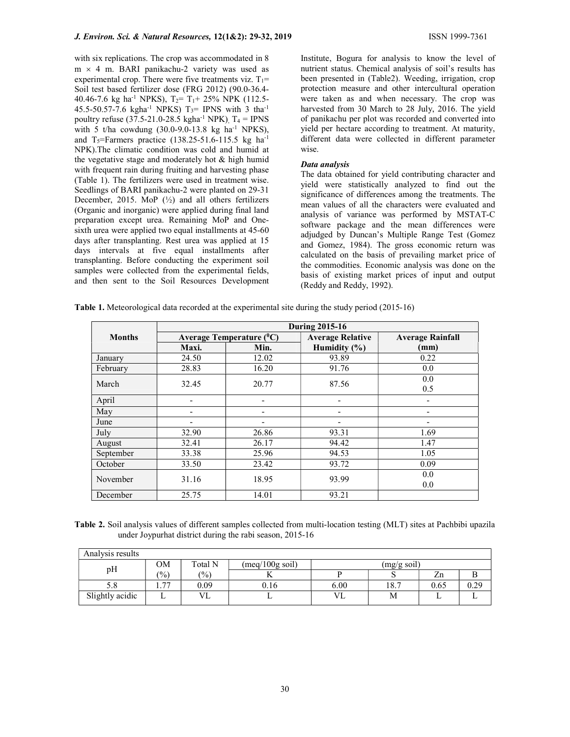with six replications. The crop was accommodated in 8 m × 4 m. BARI panikachu-2 variety was used as experimental crop. There were five treatments viz. $T_1$= Soil test based fertilizer dose (FRG 2012) (90.0-36.4-40.46-7.6 kg ha$^{-1}$ NPKS), $T_2$= $T_1$+ 25% NPK (112.5-45.5-50.57-7.6 kgha$^{-1}$ NPKS) $T_3$= IPNS with 3 tha$^{-1}$ poultry refuse (37.5-21.0-28.5 kgha$^{-1}$ NPK), $T_4$ = IPNS with 5 t/ha cowdung (30.0-9.0-13.8 kg ha$^{-1}$ NPKS), and $T_5$=Farmers practice (138.25-51.6-115.5 kg ha$^{-1}$ NPK).The climatic condition was cold and humid at the vegetative stage and moderately hot & high humid with frequent rain during fruiting and harvesting phase (Table 1). The fertilizers were used in treatment wise. Seedlings of BARI panikachu-2 were planted on 29-31 December, 2015. MoP (½) and all others fertilizers (Organic and inorganic) were applied during final land preparation except urea. Remaining MoP and One-sixth urea were applied two equal installments at 45-60 days after transplanting. Rest urea was applied at 15 days intervals at five equal installments after transplanting. Before conducting the experiment soil samples were collected from the experimental fields, and then sent to the Soil Resources Development Institute, Bogura for analysis to know the level of nutrient status. Chemical analysis of soil's results has been presented in (Table2). Weeding, irrigation, crop protection measure and other intercultural operation were taken as and when necessary. The crop was harvested from 30 March to 28 July, 2016. The yield of panikachu per plot was recorded and converted into yield per hectare according to treatment. At maturity, different data were collected in different parameter wise.

### *Data analysis*

The data obtained for yield contributing character and yield were statistically analyzed to find out the significance of differences among the treatments. The mean values of all the characters were evaluated and analysis of variance was performed by MSTAT-C software package and the mean differences were adjudged by Duncan's Multiple Range Test (Gomez and Gomez, 1984). The gross economic return was calculated on the basis of prevailing market price of the commodities. Economic analysis was done on the basis of existing market prices of input and output (Reddy and Reddy, 1992).

**Table 1.** Meteorological data recorded at the experimental site during the study period (2015-16)

| Months | During 2015-16 | | | |
|---|---|---|---|---|
| | Average Temperature ($^0$C) | | Average Relative Humidity (%) | Average Rainfall (mm) |
| | Maxi. | Min. | | |
| January | 24.50 | 12.02 | 93.89 | 0.22 |
| February | 28.83 | 16.20 | 91.76 | 0.0 |
| March | 32.45 | 20.77 | 87.56 | 0.0 0.5 |
| April | - | - | - | - |
| May | - | - | - | - |
| June | - | - | - | - |
| July | 32.90 | 26.86 | 93.31 | 1.69 |
| August | 32.41 | 26.17 | 94.42 | 1.47 |
| September | 33.38 | 25.96 | 94.53 | 1.05 |
| October | 33.50 | 23.42 | 93.72 | 0.09 |
| November | 31.16 | 18.95 | 93.99 | 0.0 0.0 |
| December | 25.75 | 14.01 | 93.21 | |

**Table 2.** Soil analysis values of different samples collected from multi-location testing (MLT) sites at Pachbibi upazila under Joypurhat district during the rabi season, 2015-16

| Analysis results | | | | | | | |
|---|---|---|---|---|---|---|---|
| pH | OM (%) | Total N (%) | (meq/100g soil) | (mg/g soil) | | | |
| | | | K | P | S | Zn | B |
| 5.8 | 1.77 | 0.09 | 0.16 | 6.00 | 18.7 | 0.65 | 0.29 |
| Slightly acidic | L | VL | L | VL | M | L | L |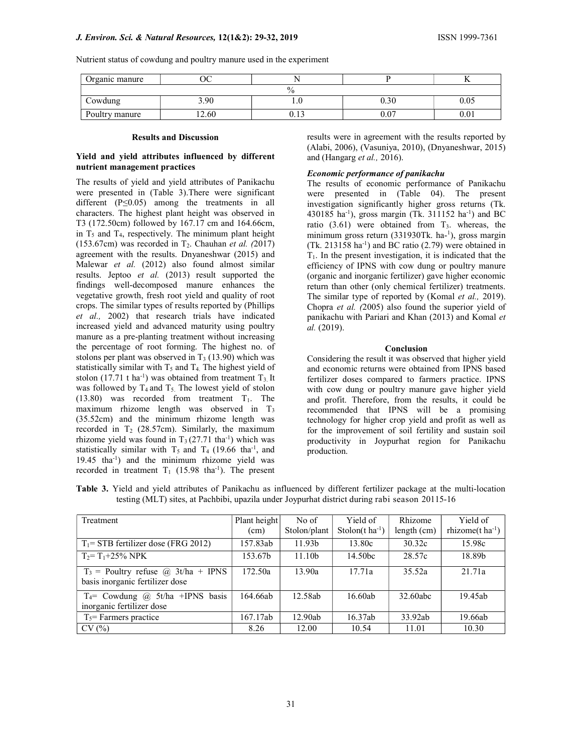Nutrient status of cowdung and poultry manure used in the experiment

| Organic manure | OC | N | P | K |
|---|---|---|---|---|
| | % | | | |
| Cowdung | 3.90 | 1.0 | 0.30 | 0.05 |
| Poultry manure | 12.60 | 0.13 | 0.07 | 0.01 |

## Results and Discussion

### Yield and yield attributes influenced by different nutrient management practices

The results of yield and yield attributes of Panikachu were presented in (Table 3).There were significant different ($P \leq 0.05$) among the treatments in all characters. The highest plant height was observed in T3 (172.50cm) followed by 167.17 cm and 164.66cm, in $T_5$ and $T_4$, respectively. The minimum plant height (153.67cm) was recorded in $T_2$. Chauhan *et al.* (2017) agreement with the results. Dnyaneshwar (2015) and Malewar *et al.* (2012) also found almost similar results. Jeptoo *et al.* (2013) result supported the findings well-decomposed manure enhances the vegetative growth, fresh root yield and quality of root crops. The similar types of results reported by (Phillips *et al.,* 2002) that research trials have indicated increased yield and advanced maturity using poultry manure as a pre-planting treatment without increasing the percentage of root forming. The highest no. of stolons per plant was observed in $T_3$ (13.90) which was statistically similar with $T_5$ and $T_4$. The highest yield of stolon (17.71 t $ha^{-1}$) was obtained from treatment $T_3$. It was followed by $T_4$ and $T_5$. The lowest yield of stolon (13.80) was recorded from treatment $T_1$. The maximum rhizome length was observed in $T_3$ (35.52cm) and the minimum rhizome length was recorded in $T_2$ (28.57cm). Similarly, the maximum rhizome yield was found in $T_3$ (27.71 $tha^{-1}$) which was statistically similar with $T_5$ and $T_4$ (19.66 $tha^{-1}$, and 19.45 $tha^{-1}$) and the minimum rhizome yield was recorded in treatment $T_1$ (15.98 $tha^{-1}$). The present results were in agreement with the results reported by (Alabi, 2006), (Vasuniya, 2010), (Dnyaneshwar, 2015) and (Hangarg *et al.,* 2016).

### *Economic performance of panikachu*

The results of economic performance of Panikachu were presented in (Table 04). The present investigation significantly higher gross returns (Tk. 430185 $ha^{-1}$), gross margin (Tk. 311152 $ha^{-1}$) and BC ratio (3.61) were obtained from $T_3$. whereas, the minimum gross return (331930Tk. $ha^{-1}$), gross margin (Tk. 213158 $ha^{-1}$) and BC ratio (2.79) were obtained in $T_1$. In the present investigation, it is indicated that the efficiency of IPNS with cow dung or poultry manure (organic and inorganic fertilizer) gave higher economic return than other (only chemical fertilizer) treatments. The similar type of reported by (Komal *et al.,* 2019). Chopra *et al.* (2005) also found the superior yield of panikachu with Pariari and Khan (2013) and Komal *et al.* (2019).

## Conclusion

Considering the result it was observed that higher yield and economic returns were obtained from IPNS based fertilizer doses compared to farmers practice. IPNS with cow dung or poultry manure gave higher yield and profit. Therefore, from the results, it could be recommended that IPNS will be a promising technology for higher crop yield and profit as well as for the improvement of soil fertility and sustain soil productivity in Joypurhat region for Panikachu production.

**Table 3.** Yield and yield attributes of Panikachu as influenced by different fertilizer package at the multi-location testing (MLT) sites, at Pachbibi, upazila under Joypurhat district during rabi season 20115-16

| Treatment | Plant height (cm) | No of Stolon/plant | Yield of Stolon(t $ha^{-1}$) | Rhizome length (cm) | Yield of rhizome(t $ha^{-1}$) |
|---|---|---|---|---|---|
| $T_1$= STB fertilizer dose (FRG 2012) | 157.83ab | 11.93b | 13.80c | 30.32c | 15.98c |
| $T_2$= $T_1$+25% NPK | 153.67b | 11.10b | 14.50bc | 28.57c | 18.89b |
| $T_3$ = Poultry refuse @ 3t/ha + IPNS basis inorganic fertilizer dose | 172.50a | 13.90a | 17.71a | 35.52a | 21.71a |
| $T_4$= Cowdung @ 5t/ha +IPNS basis inorganic fertilizer dose | 164.66ab | 12.58ab | 16.60ab | 32.60abc | 19.45ab |
| $T_5$= Farmers practice | 167.17ab | 12.90ab | 16.37ab | 33.92ab | 19.66ab |
| CV (%) | 8.26 | 12.00 | 10.54 | 11.01 | 10.30 |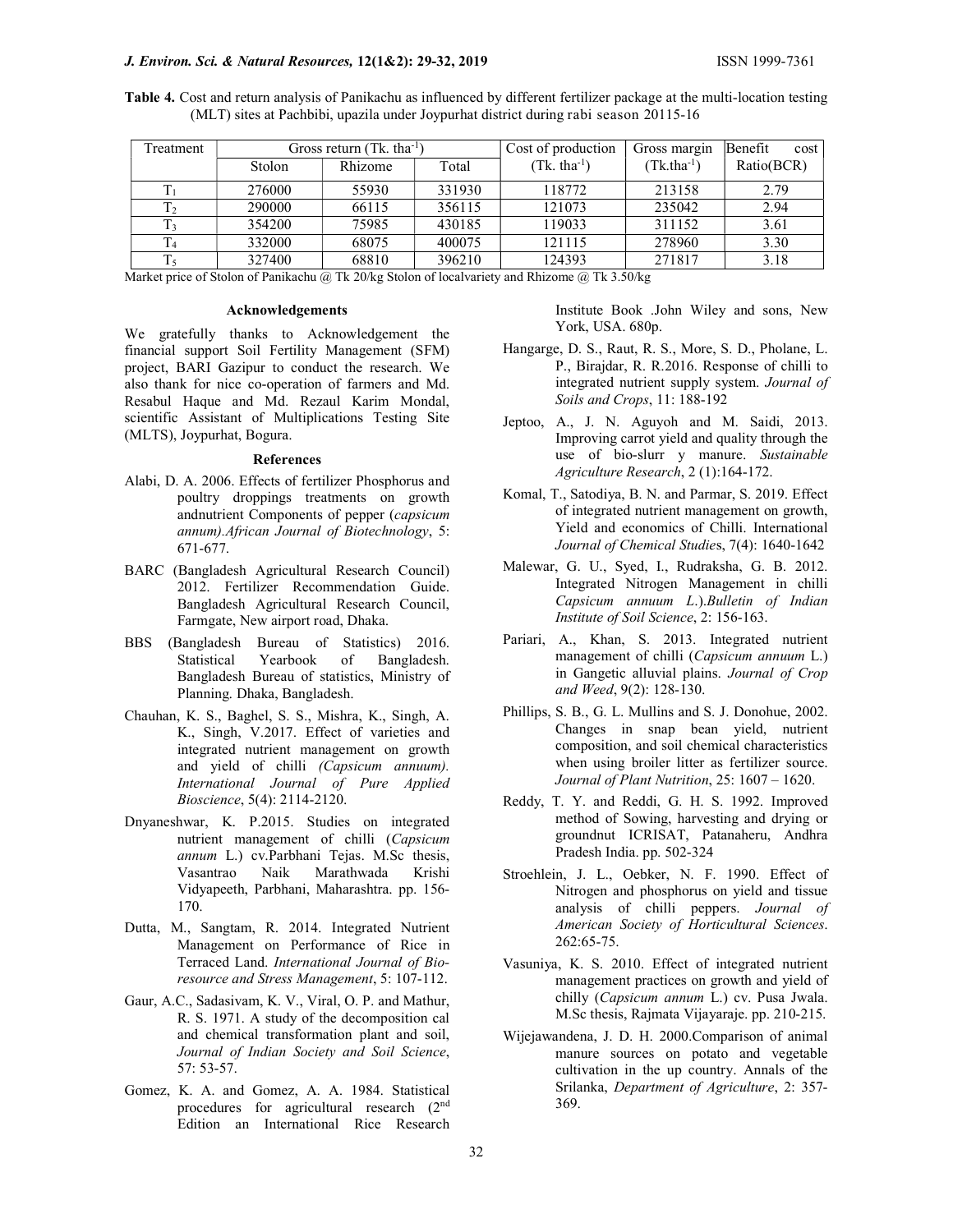**Table 4.** Cost and return analysis of Panikachu as influenced by different fertilizer package at the multi-location testing (MLT) sites at Pachbibi, upazila under Joypurhat district during rabi season 20115-16

| Treatment | Gross return (Tk. tha$^{-1}$) | | | Cost of production (Tk. tha$^{-1}$) | Gross margin (Tk.tha$^{-1}$) | Benefit cost Ratio(BCR) |
|---|---|---|---|---|---|---|
| | Stolon | Rhizome | Total | | | |
| $T_1$ | 276000 | 55930 | 331930 | 118772 | 213158 | 2.79 |
| $T_2$ | 290000 | 66115 | 356115 | 121073 | 235042 | 2.94 |
| $T_3$ | 354200 | 75985 | 430185 | 119033 | 311152 | 3.61 |
| $T_4$ | 332000 | 68075 | 400075 | 121115 | 278960 | 3.30 |
| $T_5$ | 327400 | 68810 | 396210 | 124393 | 271817 | 3.18 |

Market price of Stolon of Panikachu @ Tk 20/kg Stolon of localvariety and Rhizome @ Tk 3.50/kg

### Acknowledgements

We gratefully thanks to Acknowledgement the financial support Soil Fertility Management (SFM) project, BARI Gazipur to conduct the research. We also thank for nice co-operation of farmers and Md. Resabul Haque and Md. Rezaul Karim Mondal, scientific Assistant of Multiplications Testing Site (MLTS), Joypurhat, Bogura.

### References

Alabi, D. A. 2006. Effects of fertilizer Phosphorus and poultry droppings treatments on growth andnutrient Components of pepper (*capsicum annum).African Journal of Biotechnology*, 5: 671-677.

BARC (Bangladesh Agricultural Research Council) 2012. Fertilizer Recommendation Guide. Bangladesh Agricultural Research Council, Farmgate, New airport road, Dhaka.

BBS (Bangladesh Bureau of Statistics) 2016. Statistical Yearbook of Bangladesh. Bangladesh Bureau of statistics, Ministry of Planning. Dhaka, Bangladesh.

Chauhan, K. S., Baghel, S. S., Mishra, K., Singh, A. K., Singh, V.2017. Effect of varieties and integrated nutrient management on growth and yield of chilli *(Capsicum annuum). International Journal of Pure Applied Bioscience*, 5(4): 2114-2120.

Dnyaneshwar, K. P.2015. Studies on integrated nutrient management of chilli (*Capsicum annum* L.) cv.Parbhani Tejas. M.Sc thesis, Vasantrao Naik Marathwada Krishi Vidyapeeth, Parbhani, Maharashtra. pp. 156-170.

Dutta, M., Sangtam, R. 2014. Integrated Nutrient Management on Performance of Rice in Terraced Land. *International Journal of Bio-resource and Stress Management*, 5: 107-112.

Gaur, A.C., Sadasivam, K. V., Viral, O. P. and Mathur, R. S. 1971. A study of the decomposition cal and chemical transformation plant and soil, *Journal of Indian Society and Soil Science*, 57: 53-57.

Gomez, K. A. and Gomez, A. A. 1984. Statistical procedures for agricultural research (2nd Edition an International Rice Research Institute Book .John Wiley and sons, New York, USA. 680p.

Hangarge, D. S., Raut, R. S., More, S. D., Pholane, L. P., Birajdar, R. R.2016. Response of chilli to integrated nutrient supply system. *Journal of Soils and Crops*, 11: 188-192

Jeptoo, A., J. N. Aguyoh and M. Saidi, 2013. Improving carrot yield and quality through the use of bio-slurr y manure. *Sustainable Agriculture Research*, 2 (1):164-172.

Komal, T., Satodiya, B. N. and Parmar, S. 2019. Effect of integrated nutrient management on growth, Yield and economics of Chilli. International *Journal of Chemical Studie*s, 7(4): 1640-1642

Malewar, G. U., Syed, I., Rudraksha, G. B. 2012. Integrated Nitrogen Management in chilli *Capsicum annuum L*.).*Bulletin of Indian Institute of Soil Science*, 2: 156-163.

Pariari, A., Khan, S. 2013. Integrated nutrient management of chilli (*Capsicum annuum* L.) in Gangetic alluvial plains. *Journal of Crop and Weed*, 9(2): 128-130.

Phillips, S. B., G. L. Mullins and S. J. Donohue, 2002. Changes in snap bean yield, nutrient composition, and soil chemical characteristics when using broiler litter as fertilizer source. *Journal of Plant Nutrition*, 25: 1607 – 1620.

Reddy, T. Y. and Reddi, G. H. S. 1992. Improved method of Sowing, harvesting and drying or groundnut ICRISAT, Patanaheru, Andhra Pradesh India. pp. 502-324

Stroehlein, J. L., Oebker, N. F. 1990. Effect of Nitrogen and phosphorus on yield and tissue analysis of chilli peppers. *Journal of American Society of Horticultural Sciences*. 262:65-75.

Vasuniya, K. S. 2010. Effect of integrated nutrient management practices on growth and yield of chilly (*Capsicum annum* L.) cv. Pusa Jwala. M.Sc thesis, Rajmata Vijayaraje. pp. 210-215.

Wijejawandena, J. D. H. 2000.Comparison of animal manure sources on potato and vegetable cultivation in the up country. Annals of the Srilanka, *Department of Agriculture*, 2: 357-369.